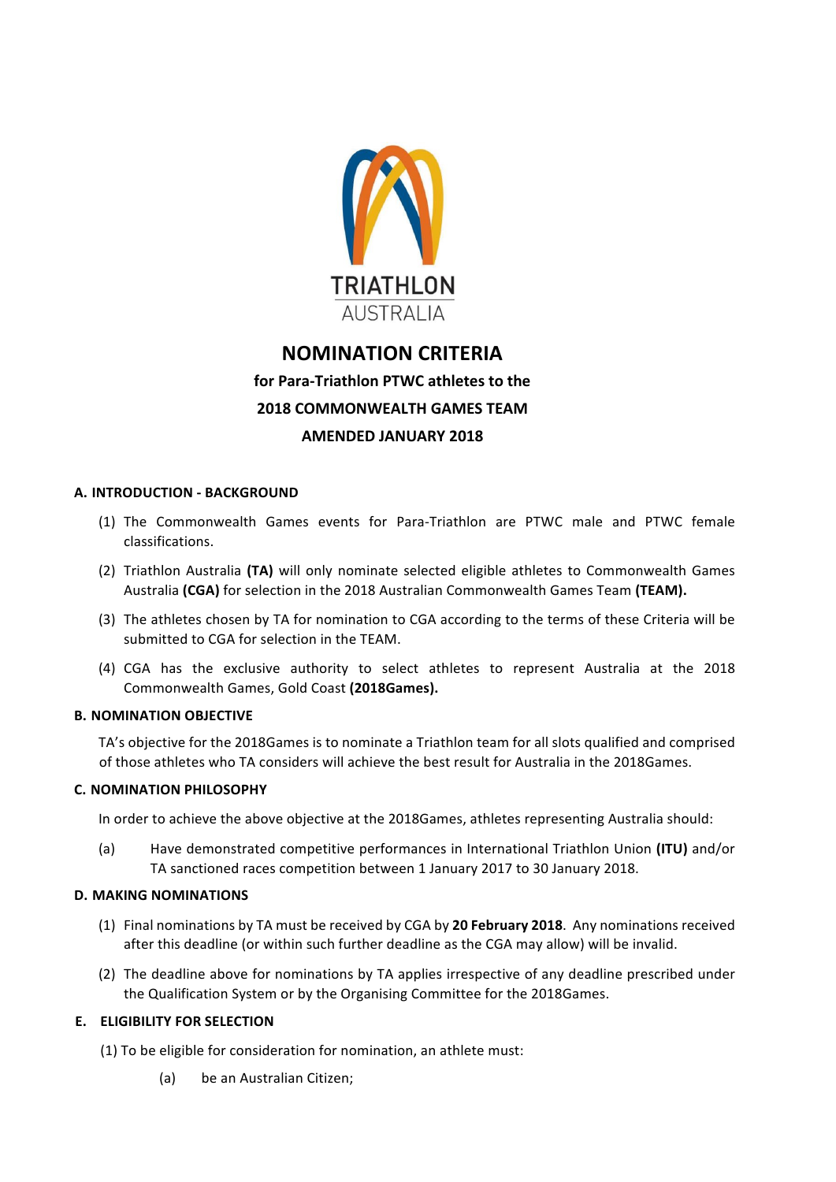TRIATHLON AUSTRALIA

# NOMINATION CRITERIA

## for Para-Triathlon PTWC athletes to the 2018 COMMONWEALTH GAMES TEAM AMENDED JANUARY 2018

### A. INTRODUCTION - BACKGROUND

(1) The Commonwealth Games events for Para-Triathlon are PTWC male and PTWC female classifications.

(2) Triathlon Australia **(TA)** will only nominate selected eligible athletes to Commonwealth Games Australia **(CGA)** for selection in the 2018 Australian Commonwealth Games Team **(TEAM).**

(3) The athletes chosen by TA for nomination to CGA according to the terms of these Criteria will be submitted to CGA for selection in the TEAM.

(4) CGA has the exclusive authority to select athletes to represent Australia at the 2018 Commonwealth Games, Gold Coast **(2018Games).**

### B. NOMINATION OBJECTIVE

TA's objective for the 2018Games is to nominate a Triathlon team for all slots qualified and comprised of those athletes who TA considers will achieve the best result for Australia in the 2018Games.

### C. NOMINATION PHILOSOPHY

In order to achieve the above objective at the 2018Games, athletes representing Australia should:

(a) Have demonstrated competitive performances in International Triathlon Union **(ITU)** and/or TA sanctioned races competition between 1 January 2017 to 30 January 2018.

### D. MAKING NOMINATIONS

(1) Final nominations by TA must be received by CGA by **20 February 2018**. Any nominations received after this deadline (or within such further deadline as the CGA may allow) will be invalid.

(2) The deadline above for nominations by TA applies irrespective of any deadline prescribed under the Qualification System or by the Organising Committee for the 2018Games.

### E. ELIGIBILITY FOR SELECTION

(1) To be eligible for consideration for nomination, an athlete must:

(a) be an Australian Citizen;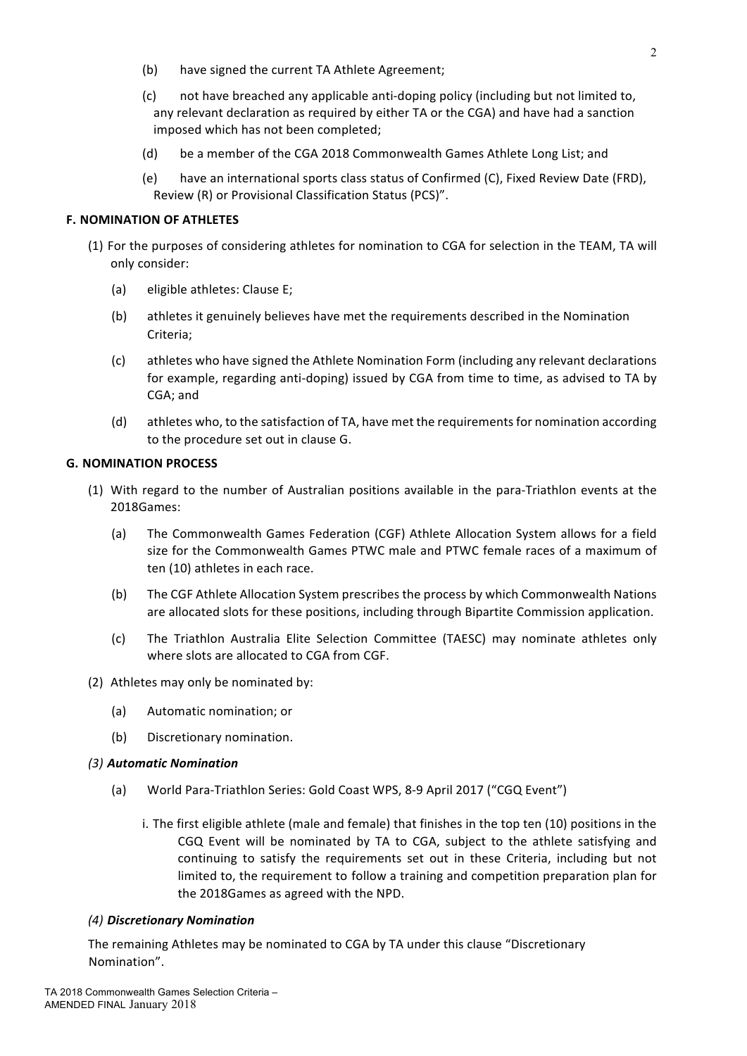(b) have signed the current TA Athlete Agreement;

(c) not have breached any applicable anti-doping policy (including but not limited to, any relevant declaration as required by either TA or the CGA) and have had a sanction imposed which has not been completed;

(d) be a member of the CGA 2018 Commonwealth Games Athlete Long List; and

(e) have an international sports class status of Confirmed (C), Fixed Review Date (FRD), Review (R) or Provisional Classification Status (PCS)".

**F. NOMINATION OF ATHLETES**

(1) For the purposes of considering athletes for nomination to CGA for selection in the TEAM, TA will only consider:

(a) eligible athletes: Clause E;

(b) athletes it genuinely believes have met the requirements described in the Nomination Criteria;

(c) athletes who have signed the Athlete Nomination Form (including any relevant declarations for example, regarding anti-doping) issued by CGA from time to time, as advised to TA by CGA; and

(d) athletes who, to the satisfaction of TA, have met the requirements for nomination according to the procedure set out in clause G.

**G. NOMINATION PROCESS**

(1) With regard to the number of Australian positions available in the para-Triathlon events at the 2018Games:

(a) The Commonwealth Games Federation (CGF) Athlete Allocation System allows for a field size for the Commonwealth Games PTWC male and PTWC female races of a maximum of ten (10) athletes in each race.

(b) The CGF Athlete Allocation System prescribes the process by which Commonwealth Nations are allocated slots for these positions, including through Bipartite Commission application.

(c) The Triathlon Australia Elite Selection Committee (TAESC) may nominate athletes only where slots are allocated to CGA from CGF.

(2) Athletes may only be nominated by:

(a) Automatic nomination; or

(b) Discretionary nomination.

***(3) Automatic Nomination***

(a) World Para-Triathlon Series: Gold Coast WPS, 8-9 April 2017 ("CGQ Event")

i. The first eligible athlete (male and female) that finishes in the top ten (10) positions in the CGQ Event will be nominated by TA to CGA, subject to the athlete satisfying and continuing to satisfy the requirements set out in these Criteria, including but not limited to, the requirement to follow a training and competition preparation plan for the 2018Games as agreed with the NPD.

***(4) Discretionary Nomination***

The remaining Athletes may be nominated to CGA by TA under this clause "Discretionary Nomination".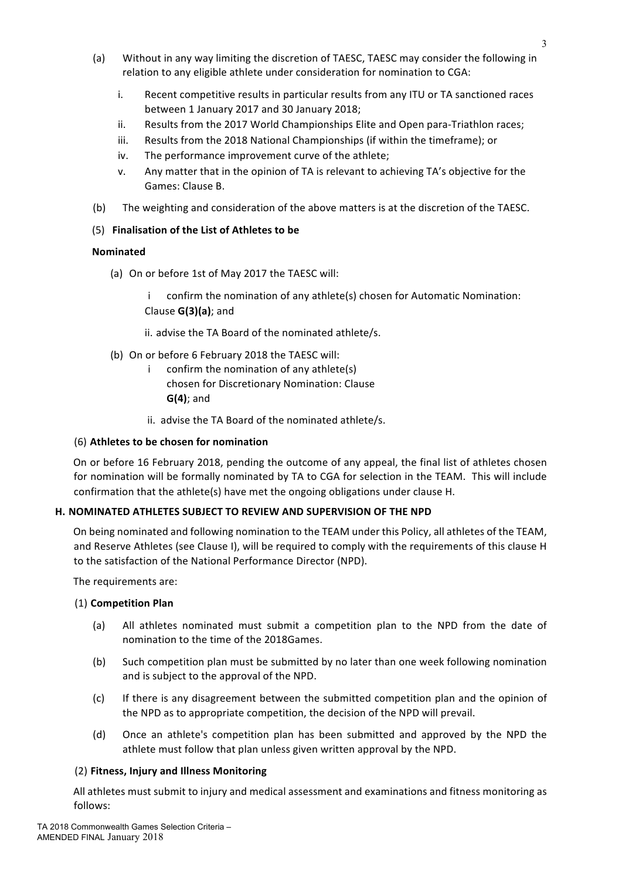(a) Without in any way limiting the discretion of TAESC, TAESC may consider the following in relation to any eligible athlete under consideration for nomination to CGA:

   i. Recent competitive results in particular results from any ITU or TA sanctioned races between 1 January 2017 and 30 January 2018;
   ii. Results from the 2017 World Championships Elite and Open para-Triathlon races;
   iii. Results from the 2018 National Championships (if within the timeframe); or
   iv. The performance improvement curve of the athlete;
   v. Any matter that in the opinion of TA is relevant to achieving TA's objective for the Games: Clause B.

(b) The weighting and consideration of the above matters is at the discretion of the TAESC.

(5) **Finalisation of the List of Athletes to be Nominated**

(a) On or before 1st of May 2017 the TAESC will:

   i confirm the nomination of any athlete(s) chosen for Automatic Nomination: Clause **G(3)(a)**; and

   ii. advise the TA Board of the nominated athlete/s.

(b) On or before 6 February 2018 the TAESC will:

   i confirm the nomination of any athlete(s) chosen for Discretionary Nomination: Clause **G(4)**; and

   ii. advise the TA Board of the nominated athlete/s.

(6) **Athletes to be chosen for nomination**

On or before 16 February 2018, pending the outcome of any appeal, the final list of athletes chosen for nomination will be formally nominated by TA to CGA for selection in the TEAM. This will include confirmation that the athlete(s) have met the ongoing obligations under clause H.

**H. NOMINATED ATHLETES SUBJECT TO REVIEW AND SUPERVISION OF THE NPD**

On being nominated and following nomination to the TEAM under this Policy, all athletes of the TEAM, and Reserve Athletes (see Clause I), will be required to comply with the requirements of this clause H to the satisfaction of the National Performance Director (NPD).

The requirements are:

(1) **Competition Plan**

(a) All athletes nominated must submit a competition plan to the NPD from the date of nomination to the time of the 2018Games.

(b) Such competition plan must be submitted by no later than one week following nomination and is subject to the approval of the NPD.

(c) If there is any disagreement between the submitted competition plan and the opinion of the NPD as to appropriate competition, the decision of the NPD will prevail.

(d) Once an athlete's competition plan has been submitted and approved by the NPD the athlete must follow that plan unless given written approval by the NPD.

(2) **Fitness, Injury and Illness Monitoring**

All athletes must submit to injury and medical assessment and examinations and fitness monitoring as follows: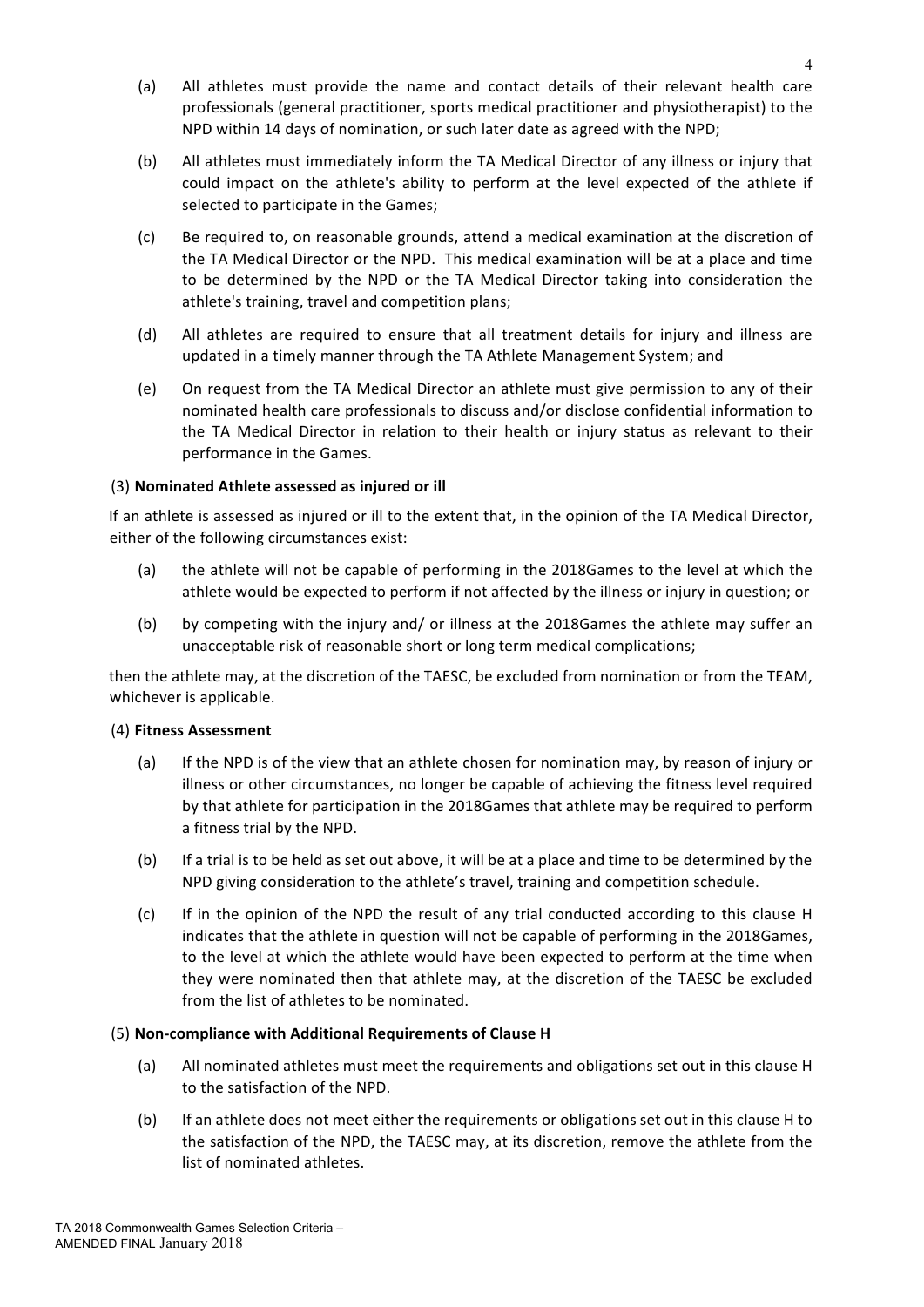(a) All athletes must provide the name and contact details of their relevant health care professionals (general practitioner, sports medical practitioner and physiotherapist) to the NPD within 14 days of nomination, or such later date as agreed with the NPD;

(b) All athletes must immediately inform the TA Medical Director of any illness or injury that could impact on the athlete's ability to perform at the level expected of the athlete if selected to participate in the Games;

(c) Be required to, on reasonable grounds, attend a medical examination at the discretion of the TA Medical Director or the NPD. This medical examination will be at a place and time to be determined by the NPD or the TA Medical Director taking into consideration the athlete's training, travel and competition plans;

(d) All athletes are required to ensure that all treatment details for injury and illness are updated in a timely manner through the TA Athlete Management System; and

(e) On request from the TA Medical Director an athlete must give permission to any of their nominated health care professionals to discuss and/or disclose confidential information to the TA Medical Director in relation to their health or injury status as relevant to their performance in the Games.

(3) **Nominated Athlete assessed as injured or ill**

If an athlete is assessed as injured or ill to the extent that, in the opinion of the TA Medical Director, either of the following circumstances exist:

(a) the athlete will not be capable of performing in the 2018Games to the level at which the athlete would be expected to perform if not affected by the illness or injury in question; or

(b) by competing with the injury and/ or illness at the 2018Games the athlete may suffer an unacceptable risk of reasonable short or long term medical complications;

then the athlete may, at the discretion of the TAESC, be excluded from nomination or from the TEAM, whichever is applicable.

(4) **Fitness Assessment**

(a) If the NPD is of the view that an athlete chosen for nomination may, by reason of injury or illness or other circumstances, no longer be capable of achieving the fitness level required by that athlete for participation in the 2018Games that athlete may be required to perform a fitness trial by the NPD.

(b) If a trial is to be held as set out above, it will be at a place and time to be determined by the NPD giving consideration to the athlete's travel, training and competition schedule.

(c) If in the opinion of the NPD the result of any trial conducted according to this clause H indicates that the athlete in question will not be capable of performing in the 2018Games, to the level at which the athlete would have been expected to perform at the time when they were nominated then that athlete may, at the discretion of the TAESC be excluded from the list of athletes to be nominated.

(5) **Non-compliance with Additional Requirements of Clause H**

(a) All nominated athletes must meet the requirements and obligations set out in this clause H to the satisfaction of the NPD.

(b) If an athlete does not meet either the requirements or obligations set out in this clause H to the satisfaction of the NPD, the TAESC may, at its discretion, remove the athlete from the list of nominated athletes.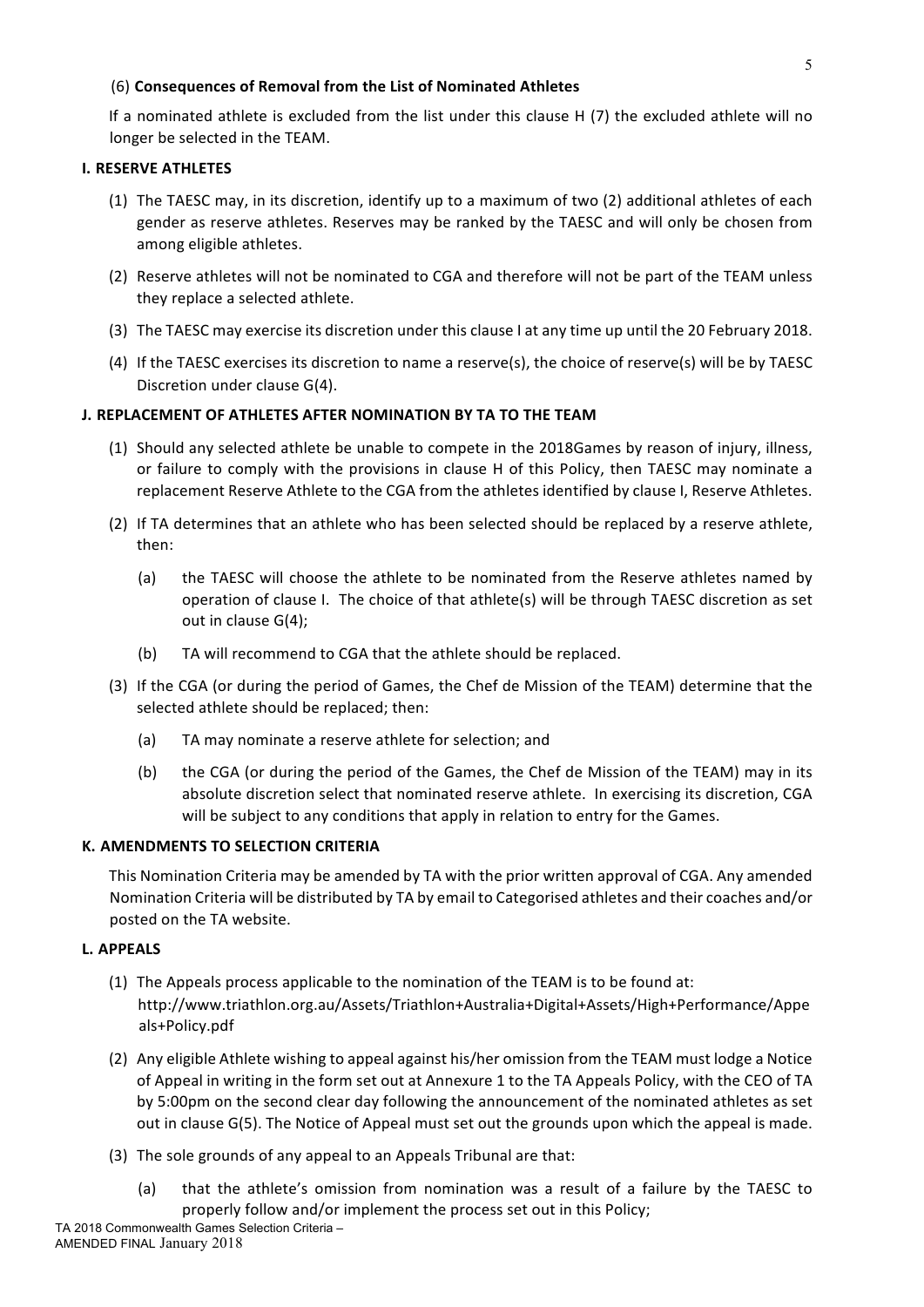(6) **Consequences of Removal from the List of Nominated Athletes**

If a nominated athlete is excluded from the list under this clause H (7) the excluded athlete will no longer be selected in the TEAM.

**I. RESERVE ATHLETES**

(1) The TAESC may, in its discretion, identify up to a maximum of two (2) additional athletes of each gender as reserve athletes. Reserves may be ranked by the TAESC and will only be chosen from among eligible athletes.

(2) Reserve athletes will not be nominated to CGA and therefore will not be part of the TEAM unless they replace a selected athlete.

(3) The TAESC may exercise its discretion under this clause I at any time up until the 20 February 2018.

(4) If the TAESC exercises its discretion to name a reserve(s), the choice of reserve(s) will be by TAESC Discretion under clause G(4).

**J. REPLACEMENT OF ATHLETES AFTER NOMINATION BY TA TO THE TEAM**

(1) Should any selected athlete be unable to compete in the 2018Games by reason of injury, illness, or failure to comply with the provisions in clause H of this Policy, then TAESC may nominate a replacement Reserve Athlete to the CGA from the athletes identified by clause I, Reserve Athletes.

(2) If TA determines that an athlete who has been selected should be replaced by a reserve athlete, then:

   (a) the TAESC will choose the athlete to be nominated from the Reserve athletes named by operation of clause I. The choice of that athlete(s) will be through TAESC discretion as set out in clause G(4);

   (b) TA will recommend to CGA that the athlete should be replaced.

(3) If the CGA (or during the period of Games, the Chef de Mission of the TEAM) determine that the selected athlete should be replaced; then:

   (a) TA may nominate a reserve athlete for selection; and

   (b) the CGA (or during the period of the Games, the Chef de Mission of the TEAM) may in its absolute discretion select that nominated reserve athlete. In exercising its discretion, CGA will be subject to any conditions that apply in relation to entry for the Games.

**K. AMENDMENTS TO SELECTION CRITERIA**

This Nomination Criteria may be amended by TA with the prior written approval of CGA. Any amended Nomination Criteria will be distributed by TA by email to Categorised athletes and their coaches and/or posted on the TA website.

**L. APPEALS**

(1) The Appeals process applicable to the nomination of the TEAM is to be found at: http://www.triathlon.org.au/Assets/Triathlon+Australia+Digital+Assets/High+Performance/Appeals+Policy.pdf

(2) Any eligible Athlete wishing to appeal against his/her omission from the TEAM must lodge a Notice of Appeal in writing in the form set out at Annexure 1 to the TA Appeals Policy, with the CEO of TA by 5:00pm on the second clear day following the announcement of the nominated athletes as set out in clause G(5). The Notice of Appeal must set out the grounds upon which the appeal is made.

(3) The sole grounds of any appeal to an Appeals Tribunal are that:

   (a) that the athlete's omission from nomination was a result of a failure by the TAESC to properly follow and/or implement the process set out in this Policy;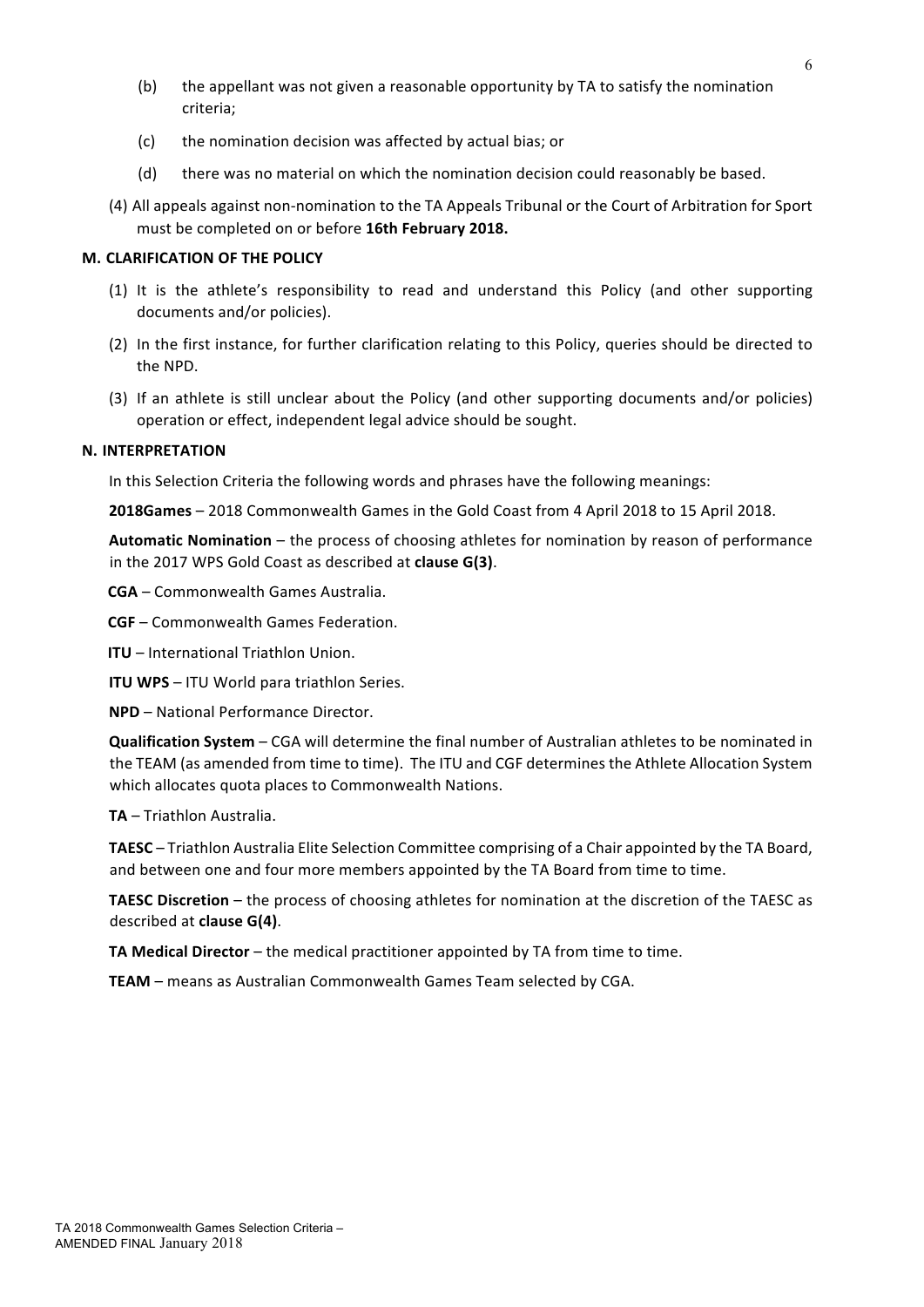(b) the appellant was not given a reasonable opportunity by TA to satisfy the nomination criteria;

(c) the nomination decision was affected by actual bias; or

(d) there was no material on which the nomination decision could reasonably be based.

(4) All appeals against non-nomination to the TA Appeals Tribunal or the Court of Arbitration for Sport must be completed on or before **16th February 2018.**

### M. CLARIFICATION OF THE POLICY

(1) It is the athlete's responsibility to read and understand this Policy (and other supporting documents and/or policies).

(2) In the first instance, for further clarification relating to this Policy, queries should be directed to the NPD.

(3) If an athlete is still unclear about the Policy (and other supporting documents and/or policies) operation or effect, independent legal advice should be sought.

### N. INTERPRETATION

In this Selection Criteria the following words and phrases have the following meanings:

**2018Games** – 2018 Commonwealth Games in the Gold Coast from 4 April 2018 to 15 April 2018.

**Automatic Nomination** – the process of choosing athletes for nomination by reason of performance in the 2017 WPS Gold Coast as described at **clause G(3)**.

**CGA** – Commonwealth Games Australia.

**CGF** – Commonwealth Games Federation.

**ITU** – International Triathlon Union.

**ITU WPS** – ITU World para triathlon Series.

**NPD** – National Performance Director.

**Qualification System** – CGA will determine the final number of Australian athletes to be nominated in the TEAM (as amended from time to time). The ITU and CGF determines the Athlete Allocation System which allocates quota places to Commonwealth Nations.

**TA** – Triathlon Australia.

**TAESC** – Triathlon Australia Elite Selection Committee comprising of a Chair appointed by the TA Board, and between one and four more members appointed by the TA Board from time to time.

**TAESC Discretion** – the process of choosing athletes for nomination at the discretion of the TAESC as described at **clause G(4)**.

**TA Medical Director** – the medical practitioner appointed by TA from time to time.

**TEAM** – means as Australian Commonwealth Games Team selected by CGA.